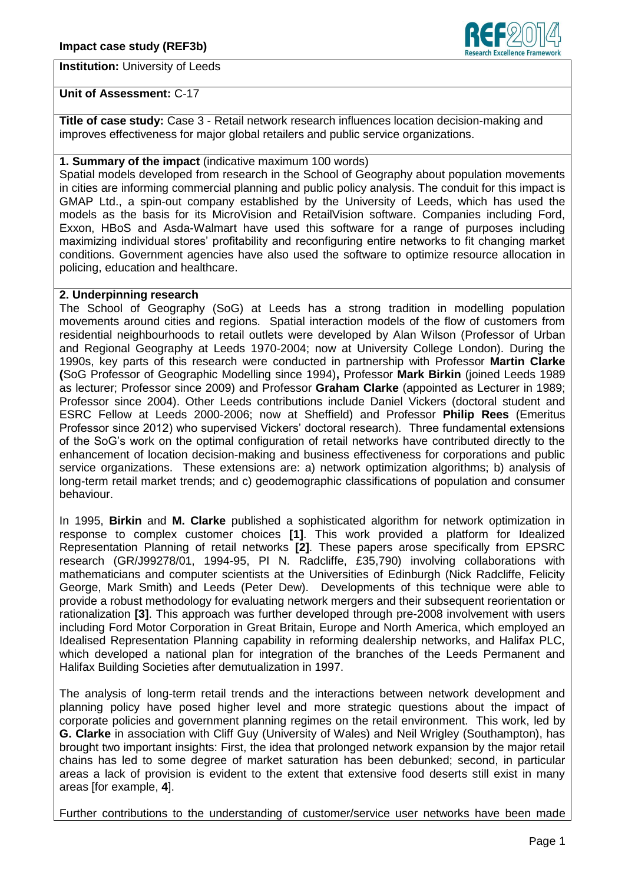**Impact case study (REF3b)**

**Institution:** University of Leeds

**Unit of Assessment:** C-17

**Title of case study:** Case 3 - Retail network research influences location decision-making and improves effectiveness for major global retailers and public service organizations.

**1. Summary of the impact** (indicative maximum 100 words)

Spatial models developed from research in the School of Geography about population movements in cities are informing commercial planning and public policy analysis. The conduit for this impact is GMAP Ltd., a spin-out company established by the University of Leeds, which has used the models as the basis for its MicroVision and RetailVision software. Companies including Ford, Exxon, HBoS and Asda-Walmart have used this software for a range of purposes including maximizing individual stores' profitability and reconfiguring entire networks to fit changing market conditions. Government agencies have also used the software to optimize resource allocation in policing, education and healthcare.

**2. Underpinning research**

The School of Geography (SoG) at Leeds has a strong tradition in modelling population movements around cities and regions. Spatial interaction models of the flow of customers from residential neighbourhoods to retail outlets were developed by Alan Wilson (Professor of Urban and Regional Geography at Leeds 1970-2004; now at University College London). During the 1990s, key parts of this research were conducted in partnership with Professor **Martin Clarke (**SoG Professor of Geographic Modelling since 1994)**,** Professor **Mark Birkin** (joined Leeds 1989 as lecturer; Professor since 2009) and Professor **Graham Clarke** (appointed as Lecturer in 1989; Professor since 2004). Other Leeds contributions include Daniel Vickers (doctoral student and ESRC Fellow at Leeds 2000-2006; now at Sheffield) and Professor **Philip Rees** (Emeritus Professor since 2012) who supervised Vickers' doctoral research). Three fundamental extensions of the SoG's work on the optimal configuration of retail networks have contributed directly to the enhancement of location decision-making and business effectiveness for corporations and public service organizations. These extensions are: a) network optimization algorithms; b) analysis of long-term retail market trends; and c) geodemographic classifications of population and consumer behaviour.

In 1995, **Birkin** and **M. Clarke** published a sophisticated algorithm for network optimization in response to complex customer choices **[1]**. This work provided a platform for Idealized Representation Planning of retail networks **[2]**. These papers arose specifically from EPSRC research (GR/J99278/01, 1994-95, PI N. Radcliffe, £35,790) involving collaborations with mathematicians and computer scientists at the Universities of Edinburgh (Nick Radcliffe, Felicity George, Mark Smith) and Leeds (Peter Dew). Developments of this technique were able to provide a robust methodology for evaluating network mergers and their subsequent reorientation or rationalization **[3]**. This approach was further developed through pre-2008 involvement with users including Ford Motor Corporation in Great Britain, Europe and North America, which employed an Idealised Representation Planning capability in reforming dealership networks, and Halifax PLC, which developed a national plan for integration of the branches of the Leeds Permanent and Halifax Building Societies after demutualization in 1997.

The analysis of long-term retail trends and the interactions between network development and planning policy have posed higher level and more strategic questions about the impact of corporate policies and government planning regimes on the retail environment. This work, led by **G. Clarke** in association with Cliff Guy (University of Wales) and Neil Wrigley (Southampton), has brought two important insights: First, the idea that prolonged network expansion by the major retail chains has led to some degree of market saturation has been debunked; second, in particular areas a lack of provision is evident to the extent that extensive food deserts still exist in many areas [for example, **4**].

Further contributions to the understanding of customer/service user networks have been made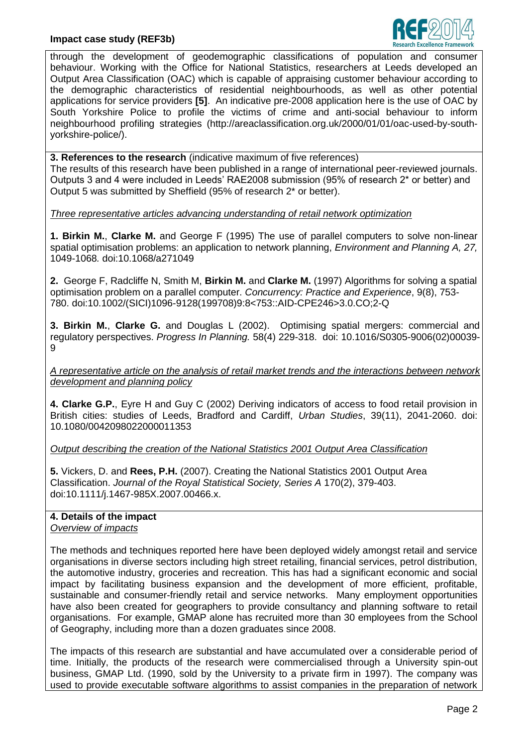through the development of geodemographic classifications of population and consumer behaviour. Working with the Office for National Statistics, researchers at Leeds developed an Output Area Classification (OAC) which is capable of appraising customer behaviour according to the demographic characteristics of residential neighbourhoods, as well as other potential applications for service providers **[5]**. An indicative pre-2008 application here is the use of OAC by South Yorkshire Police to profile the victims of crime and anti-social behaviour to inform neighbourhood profiling strategies (http://areaclassification.org.uk/2000/01/01/oac-used-by-south-yorkshire-police/).

**3. References to the research** (indicative maximum of five references)

The results of this research have been published in a range of international peer-reviewed journals. Outputs 3 and 4 were included in Leeds' RAE2008 submission (95% of research 2* or better) and Output 5 was submitted by Sheffield (95% of research 2* or better).

*Three representative articles advancing understanding of retail network optimization*

**1. Birkin M.**, **Clarke M.** and George F (1995) The use of parallel computers to solve non-linear spatial optimisation problems: an application to network planning, *Environment and Planning A, 27,* 1049-1068*.* doi:10.1068/a271049

**2.** George F, Radcliffe N, Smith M, **Birkin M.** and **Clarke M.** (1997) Algorithms for solving a spatial optimisation problem on a parallel computer. *Concurrency: Practice and Experience*, 9(8), 753-780. doi:10.1002/(SICI)1096-9128(199708)9:8<753::AID-CPE246>3.0.CO;2-Q

**3. Birkin M.**, **Clarke G.** and Douglas L (2002). Optimising spatial mergers: commercial and regulatory perspectives. *Progress In Planning.* 58(4) 229-318. doi: 10.1016/S0305-9006(02)00039-9

*A representative article on the analysis of retail market trends and the interactions between network development and planning policy*

**4. Clarke G.P.**, Eyre H and Guy C (2002) Deriving indicators of access to food retail provision in British cities: studies of Leeds, Bradford and Cardiff, *Urban Studies*, 39(11), 2041-2060. doi: 10.1080/0042098022000011353

*Output describing the creation of the National Statistics 2001 Output Area Classification*

**5.** Vickers, D. and **Rees, P.H.** (2007). Creating the National Statistics 2001 Output Area Classification. *Journal of the Royal Statistical Society, Series A* 170(2), 379-403. doi:10.1111/j.1467-985X.2007.00466.x.

**4. Details of the impact**

*Overview of impacts*

The methods and techniques reported here have been deployed widely amongst retail and service organisations in diverse sectors including high street retailing, financial services, petrol distribution, the automotive industry, groceries and recreation. This has had a significant economic and social impact by facilitating business expansion and the development of more efficient, profitable, sustainable and consumer-friendly retail and service networks. Many employment opportunities have also been created for geographers to provide consultancy and planning software to retail organisations. For example, GMAP alone has recruited more than 30 employees from the School of Geography, including more than a dozen graduates since 2008.

The impacts of this research are substantial and have accumulated over a considerable period of time. Initially, the products of the research were commercialised through a University spin-out business, GMAP Ltd. (1990, sold by the University to a private firm in 1997). The company was used to provide executable software algorithms to assist companies in the preparation of network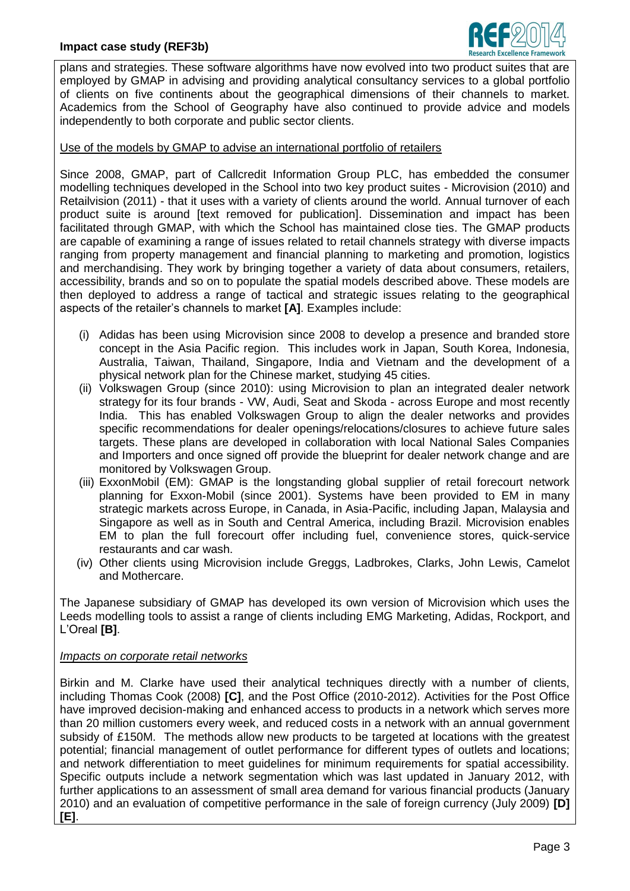plans and strategies. These software algorithms have now evolved into two product suites that are employed by GMAP in advising and providing analytical consultancy services to a global portfolio of clients on five continents about the geographical dimensions of their channels to market. Academics from the School of Geography have also continued to provide advice and models independently to both corporate and public sector clients.

Use of the models by GMAP to advise an international portfolio of retailers

Since 2008, GMAP, part of Callcredit Information Group PLC, has embedded the consumer modelling techniques developed in the School into two key product suites - Microvision (2010) and Retailvision (2011) - that it uses with a variety of clients around the world. Annual turnover of each product suite is around [text removed for publication]. Dissemination and impact has been facilitated through GMAP, with which the School has maintained close ties. The GMAP products are capable of examining a range of issues related to retail channels strategy with diverse impacts ranging from property management and financial planning to marketing and promotion, logistics and merchandising. They work by bringing together a variety of data about consumers, retailers, accessibility, brands and so on to populate the spatial models described above. These models are then deployed to address a range of tactical and strategic issues relating to the geographical aspects of the retailer's channels to market **[A]**. Examples include:

- (i) Adidas has been using Microvision since 2008 to develop a presence and branded store concept in the Asia Pacific region. This includes work in Japan, South Korea, Indonesia, Australia, Taiwan, Thailand, Singapore, India and Vietnam and the development of a physical network plan for the Chinese market, studying 45 cities.
- (ii) Volkswagen Group (since 2010): using Microvision to plan an integrated dealer network strategy for its four brands - VW, Audi, Seat and Skoda - across Europe and most recently India. This has enabled Volkswagen Group to align the dealer networks and provides specific recommendations for dealer openings/relocations/closures to achieve future sales targets. These plans are developed in collaboration with local National Sales Companies and Importers and once signed off provide the blueprint for dealer network change and are monitored by Volkswagen Group.
- (iii) ExxonMobil (EM): GMAP is the longstanding global supplier of retail forecourt network planning for Exxon-Mobil (since 2001). Systems have been provided to EM in many strategic markets across Europe, in Canada, in Asia-Pacific, including Japan, Malaysia and Singapore as well as in South and Central America, including Brazil. Microvision enables EM to plan the full forecourt offer including fuel, convenience stores, quick-service restaurants and car wash.
- (iv) Other clients using Microvision include Greggs, Ladbrokes, Clarks, John Lewis, Camelot and Mothercare.

The Japanese subsidiary of GMAP has developed its own version of Microvision which uses the Leeds modelling tools to assist a range of clients including EMG Marketing, Adidas, Rockport, and L'Oreal **[B]**.

*Impacts on corporate retail networks*

Birkin and M. Clarke have used their analytical techniques directly with a number of clients, including Thomas Cook (2008) **[C]**, and the Post Office (2010-2012). Activities for the Post Office have improved decision-making and enhanced access to products in a network which serves more than 20 million customers every week, and reduced costs in a network with an annual government subsidy of £150M. The methods allow new products to be targeted at locations with the greatest potential; financial management of outlet performance for different types of outlets and locations; and network differentiation to meet guidelines for minimum requirements for spatial accessibility. Specific outputs include a network segmentation which was last updated in January 2012, with further applications to an assessment of small area demand for various financial products (January 2010) and an evaluation of competitive performance in the sale of foreign currency (July 2009) **[D]** **[E]**.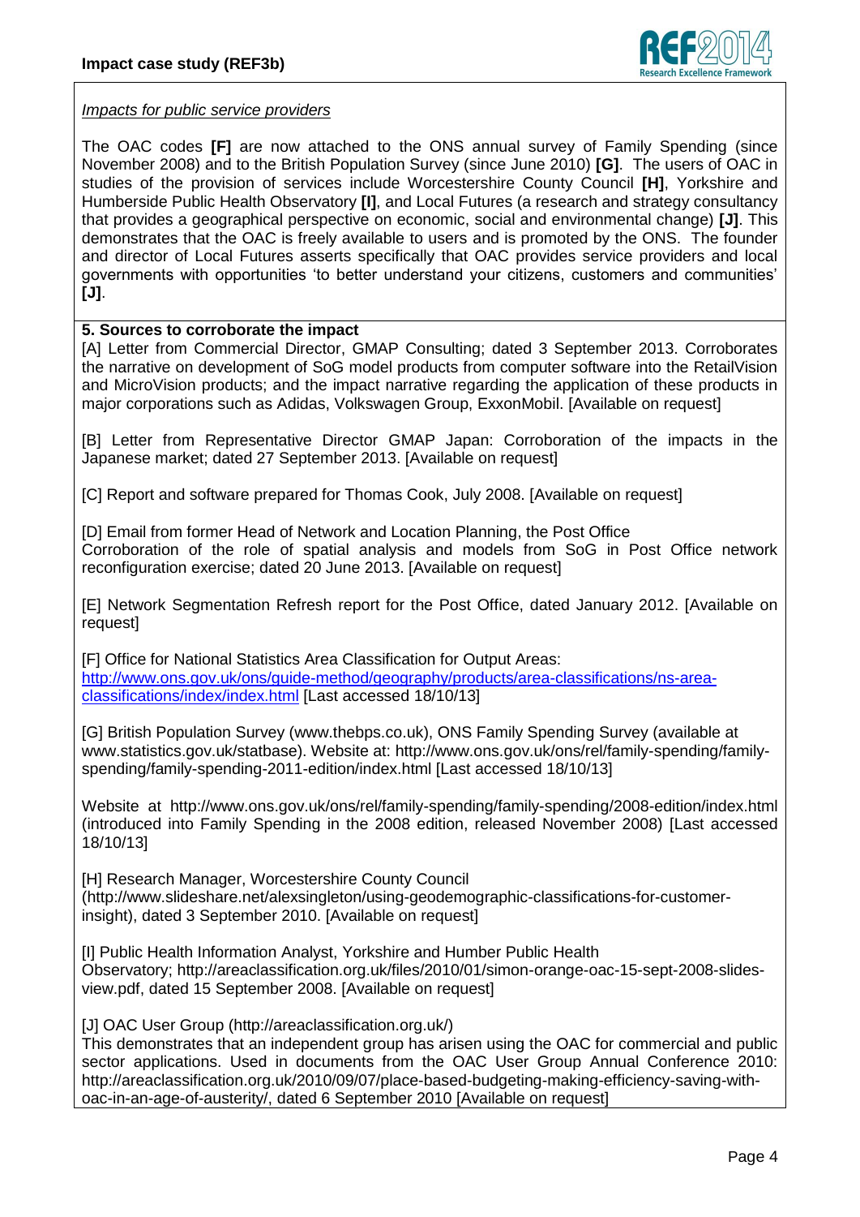*Impacts for public service providers*

The OAC codes **[F]** are now attached to the ONS annual survey of Family Spending (since November 2008) and to the British Population Survey (since June 2010) **[G]**. The users of OAC in studies of the provision of services include Worcestershire County Council **[H]**, Yorkshire and Humberside Public Health Observatory **[I]**, and Local Futures (a research and strategy consultancy that provides a geographical perspective on economic, social and environmental change) **[J]**. This demonstrates that the OAC is freely available to users and is promoted by the ONS. The founder and director of Local Futures asserts specifically that OAC provides service providers and local governments with opportunities 'to better understand your citizens, customers and communities' **[J]**.

## 5. Sources to corroborate the impact

[A] Letter from Commercial Director, GMAP Consulting; dated 3 September 2013. Corroborates the narrative on development of SoG model products from computer software into the RetailVision and MicroVision products; and the impact narrative regarding the application of these products in major corporations such as Adidas, Volkswagen Group, ExxonMobil. [Available on request]

[B] Letter from Representative Director GMAP Japan: Corroboration of the impacts in the Japanese market; dated 27 September 2013. [Available on request]

[C] Report and software prepared for Thomas Cook, July 2008. [Available on request]

[D] Email from former Head of Network and Location Planning, the Post Office
Corroboration of the role of spatial analysis and models from SoG in Post Office network reconfiguration exercise; dated 20 June 2013. [Available on request]

[E] Network Segmentation Refresh report for the Post Office, dated January 2012. [Available on request]

[F] Office for National Statistics Area Classification for Output Areas:
http://www.ons.gov.uk/ons/guide-method/geography/products/area-classifications/ns-area-classifications/index/index.html [Last accessed 18/10/13]

[G] British Population Survey (www.thebps.co.uk), ONS Family Spending Survey (available at www.statistics.gov.uk/statbase). Website at: http://www.ons.gov.uk/ons/rel/family-spending/family-spending/family-spending-2011-edition/index.html [Last accessed 18/10/13]

Website at http://www.ons.gov.uk/ons/rel/family-spending/family-spending/2008-edition/index.html (introduced into Family Spending in the 2008 edition, released November 2008) [Last accessed 18/10/13]

[H] Research Manager, Worcestershire County Council
(http://www.slideshare.net/alexsingleton/using-geodemographic-classifications-for-customer-insight), dated 3 September 2010. [Available on request]

[I] Public Health Information Analyst, Yorkshire and Humber Public Health Observatory; http://areaclassification.org.uk/files/2010/01/simon-orange-oac-15-sept-2008-slides-view.pdf, dated 15 September 2008. [Available on request]

[J] OAC User Group (http://areaclassification.org.uk/)
This demonstrates that an independent group has arisen using the OAC for commercial and public sector applications. Used in documents from the OAC User Group Annual Conference 2010: http://areaclassification.org.uk/2010/09/07/place-based-budgeting-making-efficiency-saving-with-oac-in-an-age-of-austerity/, dated 6 September 2010 [Available on request]